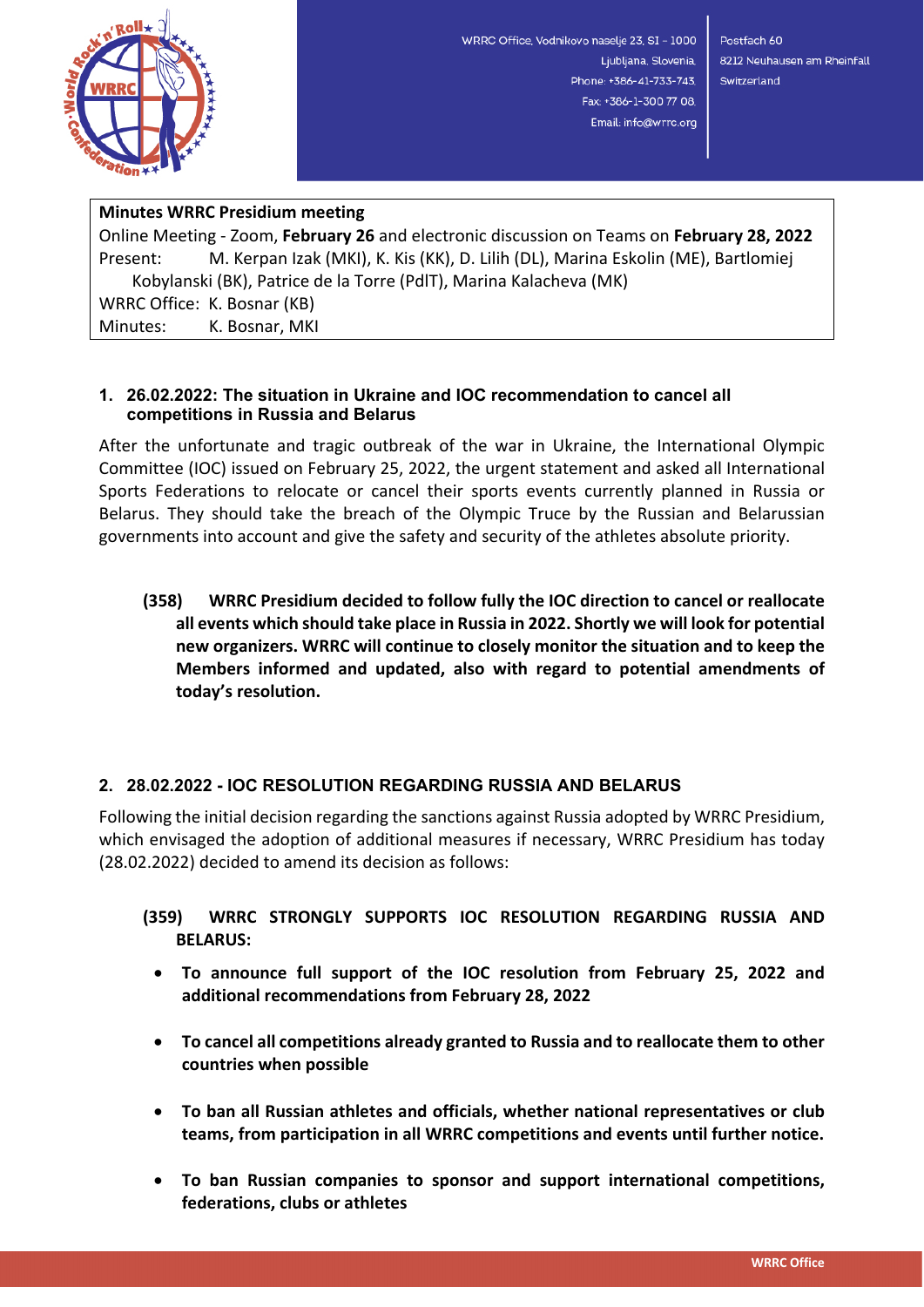WRRC Office, Vodnikovo naselje 23, SI – 1000 Ljubljana, Slovenia, Phone: +386-41-733-743, Fax: +386-1-300 77 08, Email: info@wrrc.org

Postfach 60
8212 Neuhausen am Rheinfall
Switzerland

**Minutes WRRC Presidium meeting**
Online Meeting - Zoom, **February 26** and electronic discussion on Teams on **February 28, 2022**
Present: M. Kerpan Izak (MKI), K. Kis (KK), D. Lilih (DL), Marina Eskolin (ME), Bartlomiej Kobylanski (BK), Patrice de la Torre (PdlT), Marina Kalacheva (MK)
WRRC Office: K. Bosnar (KB)
Minutes: K. Bosnar, MKI

## 1. 26.02.2022: The situation in Ukraine and IOC recommendation to cancel all competitions in Russia and Belarus

After the unfortunate and tragic outbreak of the war in Ukraine, the International Olympic Committee (IOC) issued on February 25, 2022, the urgent statement and asked all International Sports Federations to relocate or cancel their sports events currently planned in Russia or Belarus. They should take the breach of the Olympic Truce by the Russian and Belarussian governments into account and give the safety and security of the athletes absolute priority.

**(358) WRRC Presidium decided to follow fully the IOC direction to cancel or reallocate all events which should take place in Russia in 2022. Shortly we will look for potential new organizers. WRRC will continue to closely monitor the situation and to keep the Members informed and updated, also with regard to potential amendments of today's resolution.**

## 2. 28.02.2022 - IOC RESOLUTION REGARDING RUSSIA AND BELARUS

Following the initial decision regarding the sanctions against Russia adopted by WRRC Presidium, which envisaged the adoption of additional measures if necessary, WRRC Presidium has today (28.02.2022) decided to amend its decision as follows:

**(359) WRRC STRONGLY SUPPORTS IOC RESOLUTION REGARDING RUSSIA AND BELARUS:**

- **To announce full support of the IOC resolution from February 25, 2022 and additional recommendations from February 28, 2022**
- **To cancel all competitions already granted to Russia and to reallocate them to other countries when possible**
- **To ban all Russian athletes and officials, whether national representatives or club teams, from participation in all WRRC competitions and events until further notice.**
- **To ban Russian companies to sponsor and support international competitions, federations, clubs or athletes**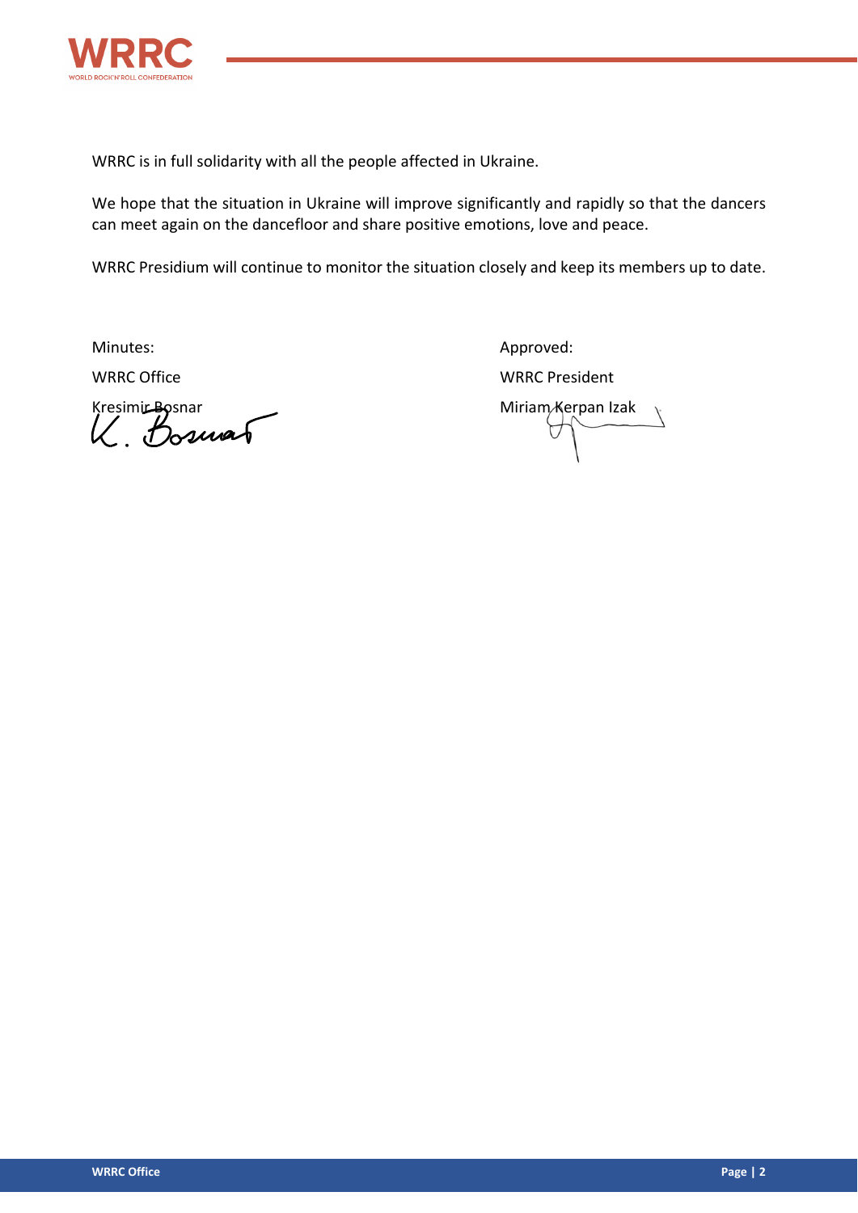WRRC is in full solidarity with all the people affected in Ukraine.

We hope that the situation in Ukraine will improve significantly and rapidly so that the dancers can meet again on the dancefloor and share positive emotions, love and peace.

WRRC Presidium will continue to monitor the situation closely and keep its members up to date.

| | |
|---|---|
| Minutes: | Approved: |
| WRRC Office | WRRC President |
| Kresimir Bosnar | Miriam Kerpan Izak |